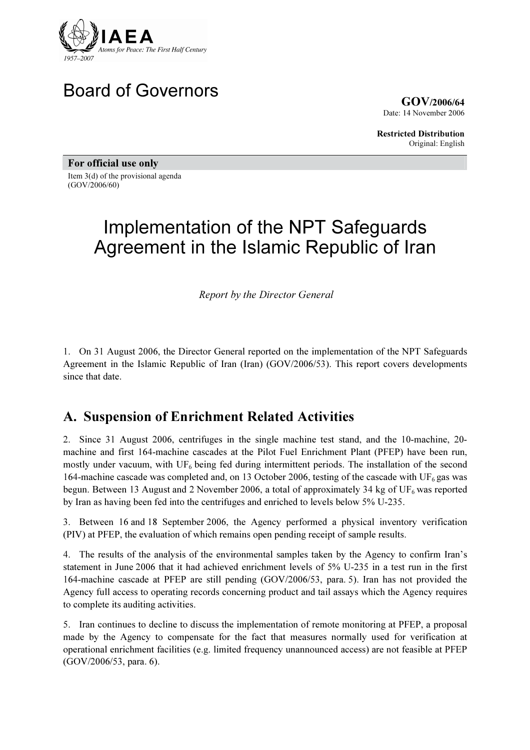# Board of Governors

**GOV/2006/64**
Date: 14 November 2006

**Restricted Distribution**
Original: English

**For official use only**

Item 3(d) of the provisional agenda
(GOV/2006/60)

# Implementation of the NPT Safeguards Agreement in the Islamic Republic of Iran

*Report by the Director General*

1. On 31 August 2006, the Director General reported on the implementation of the NPT Safeguards Agreement in the Islamic Republic of Iran (Iran) (GOV/2006/53). This report covers developments since that date.

## A. Suspension of Enrichment Related Activities

2. Since 31 August 2006, centrifuges in the single machine test stand, and the 10-machine, 20-machine and first 164-machine cascades at the Pilot Fuel Enrichment Plant (PFEP) have been run, mostly under vacuum, with $UF_6$ being fed during intermittent periods. The installation of the second 164-machine cascade was completed and, on 13 October 2006, testing of the cascade with $UF_6$ gas was begun. Between 13 August and 2 November 2006, a total of approximately 34 kg of $UF_6$ was reported by Iran as having been fed into the centrifuges and enriched to levels below 5% U-235.

3. Between 16 and 18 September 2006, the Agency performed a physical inventory verification (PIV) at PFEP, the evaluation of which remains open pending receipt of sample results.

4. The results of the analysis of the environmental samples taken by the Agency to confirm Iran's statement in June 2006 that it had achieved enrichment levels of 5% U-235 in a test run in the first 164-machine cascade at PFEP are still pending (GOV/2006/53, para. 5). Iran has not provided the Agency full access to operating records concerning product and tail assays which the Agency requires to complete its auditing activities.

5. Iran continues to decline to discuss the implementation of remote monitoring at PFEP, a proposal made by the Agency to compensate for the fact that measures normally used for verification at operational enrichment facilities (e.g. limited frequency unannounced access) are not feasible at PFEP (GOV/2006/53, para. 6).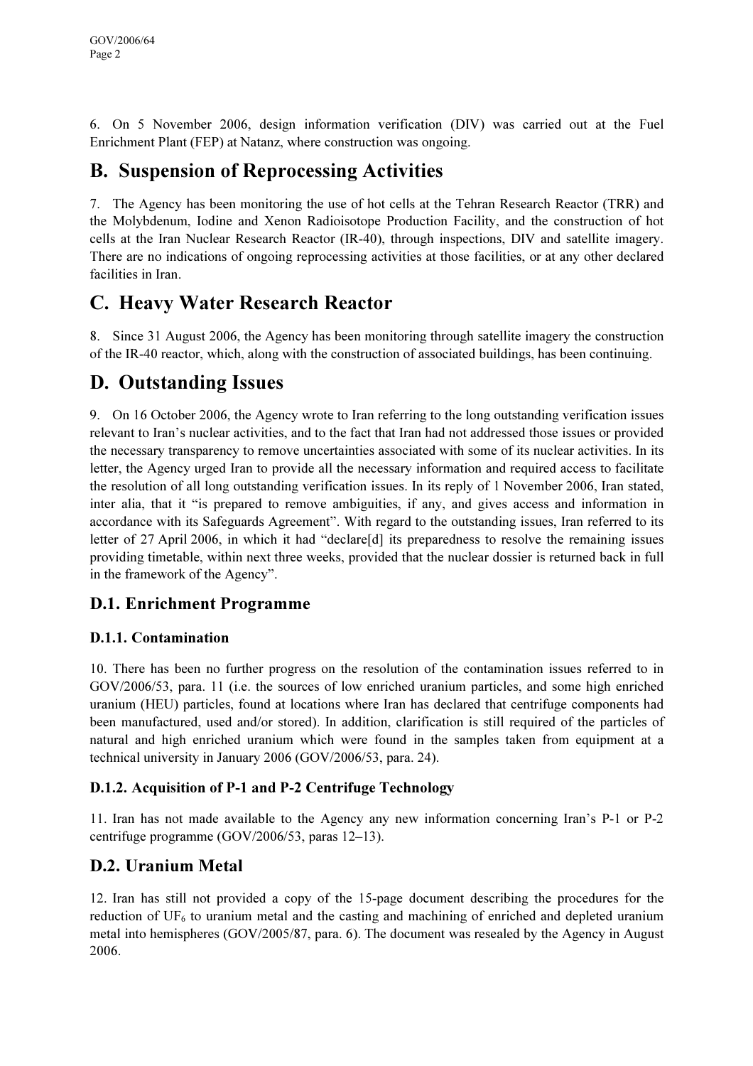6. On 5 November 2006, design information verification (DIV) was carried out at the Fuel Enrichment Plant (FEP) at Natanz, where construction was ongoing.

## B. Suspension of Reprocessing Activities

7. The Agency has been monitoring the use of hot cells at the Tehran Research Reactor (TRR) and the Molybdenum, Iodine and Xenon Radioisotope Production Facility, and the construction of hot cells at the Iran Nuclear Research Reactor (IR-40), through inspections, DIV and satellite imagery. There are no indications of ongoing reprocessing activities at those facilities, or at any other declared facilities in Iran.

## C. Heavy Water Research Reactor

8. Since 31 August 2006, the Agency has been monitoring through satellite imagery the construction of the IR-40 reactor, which, along with the construction of associated buildings, has been continuing.

## D. Outstanding Issues

9. On 16 October 2006, the Agency wrote to Iran referring to the long outstanding verification issues relevant to Iran's nuclear activities, and to the fact that Iran had not addressed those issues or provided the necessary transparency to remove uncertainties associated with some of its nuclear activities. In its letter, the Agency urged Iran to provide all the necessary information and required access to facilitate the resolution of all long outstanding verification issues. In its reply of 1 November 2006, Iran stated, inter alia, that it "is prepared to remove ambiguities, if any, and gives access and information in accordance with its Safeguards Agreement". With regard to the outstanding issues, Iran referred to its letter of 27 April 2006, in which it had "declare[d] its preparedness to resolve the remaining issues providing timetable, within next three weeks, provided that the nuclear dossier is returned back in full in the framework of the Agency".

### D.1. Enrichment Programme

#### D.1.1. Contamination

10. There has been no further progress on the resolution of the contamination issues referred to in GOV/2006/53, para. 11 (i.e. the sources of low enriched uranium particles, and some high enriched uranium (HEU) particles, found at locations where Iran has declared that centrifuge components had been manufactured, used and/or stored). In addition, clarification is still required of the particles of natural and high enriched uranium which were found in the samples taken from equipment at a technical university in January 2006 (GOV/2006/53, para. 24).

#### D.1.2. Acquisition of P-1 and P-2 Centrifuge Technology

11. Iran has not made available to the Agency any new information concerning Iran's P-1 or P-2 centrifuge programme (GOV/2006/53, paras 12–13).

### D.2. Uranium Metal

12. Iran has still not provided a copy of the 15-page document describing the procedures for the reduction of $UF_6$ to uranium metal and the casting and machining of enriched and depleted uranium metal into hemispheres (GOV/2005/87, para. 6). The document was resealed by the Agency in August 2006.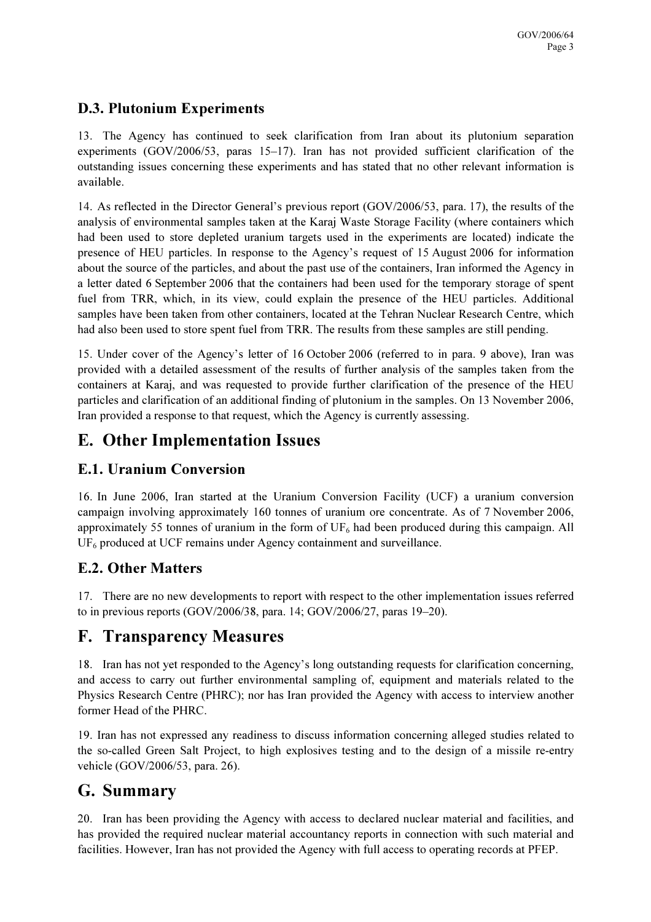### D.3. Plutonium Experiments

13. The Agency has continued to seek clarification from Iran about its plutonium separation experiments (GOV/2006/53, paras 15–17). Iran has not provided sufficient clarification of the outstanding issues concerning these experiments and has stated that no other relevant information is available.

14. As reflected in the Director General's previous report (GOV/2006/53, para. 17), the results of the analysis of environmental samples taken at the Karaj Waste Storage Facility (where containers which had been used to store depleted uranium targets used in the experiments are located) indicate the presence of HEU particles. In response to the Agency's request of 15 August 2006 for information about the source of the particles, and about the past use of the containers, Iran informed the Agency in a letter dated 6 September 2006 that the containers had been used for the temporary storage of spent fuel from TRR, which, in its view, could explain the presence of the HEU particles. Additional samples have been taken from other containers, located at the Tehran Nuclear Research Centre, which had also been used to store spent fuel from TRR. The results from these samples are still pending.

15. Under cover of the Agency's letter of 16 October 2006 (referred to in para. 9 above), Iran was provided with a detailed assessment of the results of further analysis of the samples taken from the containers at Karaj, and was requested to provide further clarification of the presence of the HEU particles and clarification of an additional finding of plutonium in the samples. On 13 November 2006, Iran provided a response to that request, which the Agency is currently assessing.

## E. Other Implementation Issues

### E.1. Uranium Conversion

16. In June 2006, Iran started at the Uranium Conversion Facility (UCF) a uranium conversion campaign involving approximately 160 tonnes of uranium ore concentrate. As of 7 November 2006, approximately 55 tonnes of uranium in the form of $UF_6$ had been produced during this campaign. All $UF_6$ produced at UCF remains under Agency containment and surveillance.

### E.2. Other Matters

17. There are no new developments to report with respect to the other implementation issues referred to in previous reports (GOV/2006/38, para. 14; GOV/2006/27, paras 19–20).

## F. Transparency Measures

18. Iran has not yet responded to the Agency's long outstanding requests for clarification concerning, and access to carry out further environmental sampling of, equipment and materials related to the Physics Research Centre (PHRC); nor has Iran provided the Agency with access to interview another former Head of the PHRC.

19. Iran has not expressed any readiness to discuss information concerning alleged studies related to the so-called Green Salt Project, to high explosives testing and to the design of a missile re-entry vehicle (GOV/2006/53, para. 26).

## G. Summary

20. Iran has been providing the Agency with access to declared nuclear material and facilities, and has provided the required nuclear material accountancy reports in connection with such material and facilities. However, Iran has not provided the Agency with full access to operating records at PFEP.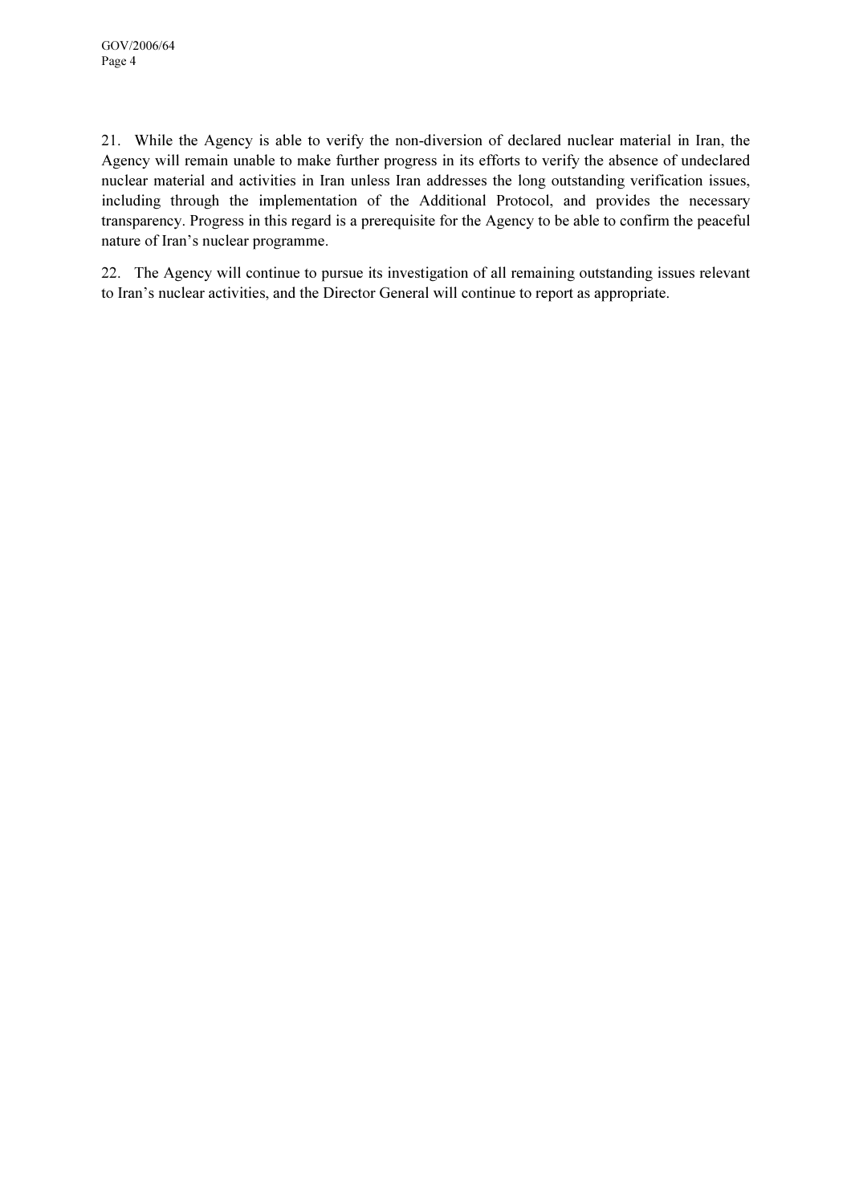21. While the Agency is able to verify the non-diversion of declared nuclear material in Iran, the Agency will remain unable to make further progress in its efforts to verify the absence of undeclared nuclear material and activities in Iran unless Iran addresses the long outstanding verification issues, including through the implementation of the Additional Protocol, and provides the necessary transparency. Progress in this regard is a prerequisite for the Agency to be able to confirm the peaceful nature of Iran's nuclear programme.

22. The Agency will continue to pursue its investigation of all remaining outstanding issues relevant to Iran's nuclear activities, and the Director General will continue to report as appropriate.